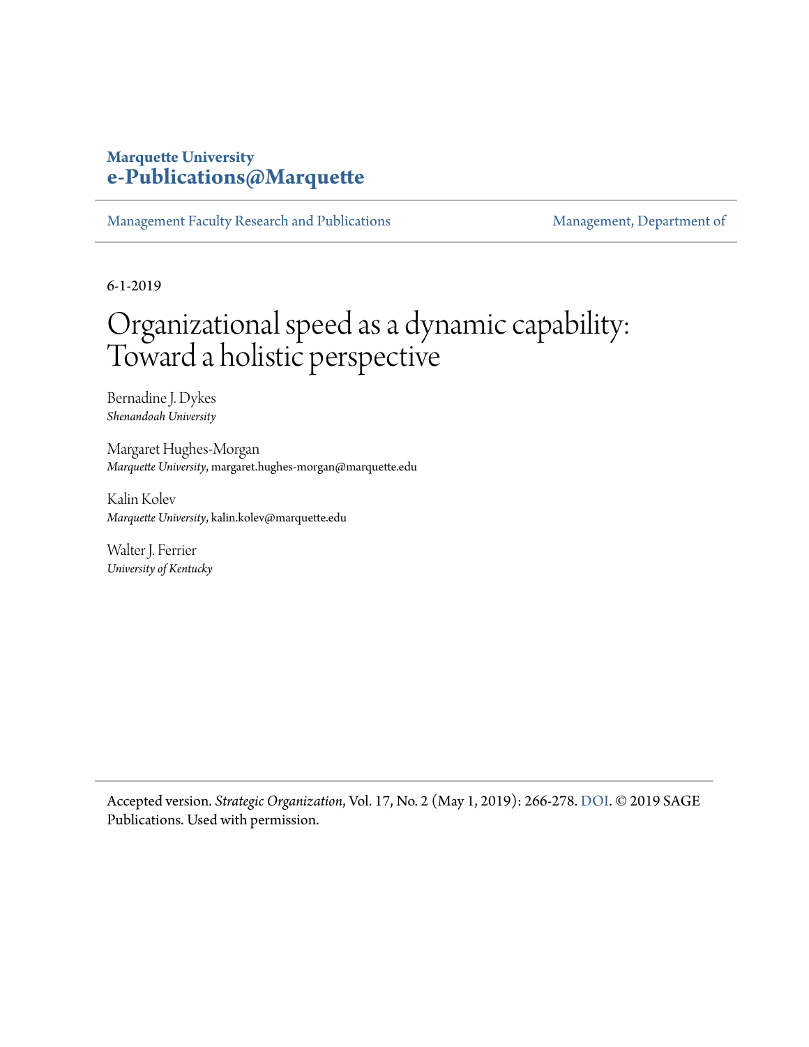**Marquette University**
**e-Publications@Marquette**

Management Faculty Research and Publications | Management, Department of

6-1-2019

# Organizational speed as a dynamic capability: Toward a holistic perspective

Bernadine J. Dykes
*Shenandoah University*

Margaret Hughes-Morgan
*Marquette University*, margaret.hughes-morgan@marquette.edu

Kalin Kolev
*Marquette University*, kalin.kolev@marquette.edu

Walter J. Ferrier
*University of Kentucky*

Accepted version. *Strategic Organization*, Vol. 17, No. 2 (May 1, 2019): 266-278. DOI. © 2019 SAGE Publications. Used with permission.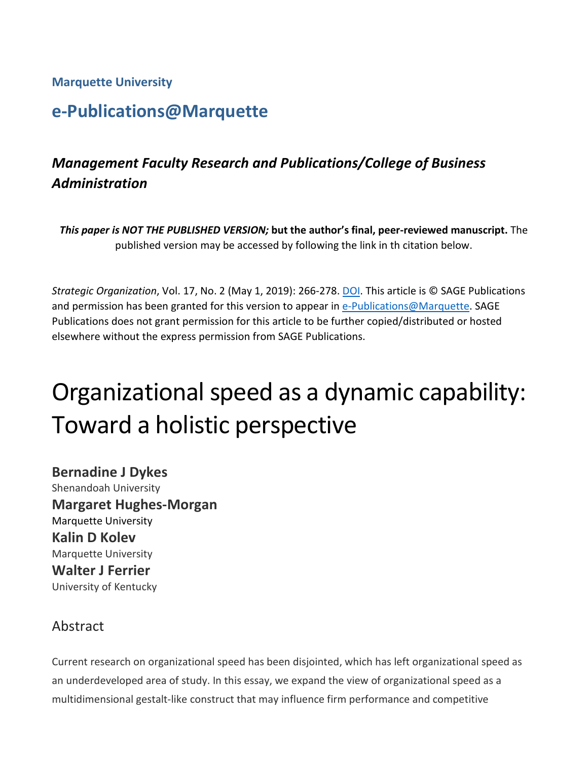Marquette University

# e-Publications@Marquette

## *Management Faculty Research and Publications/College of Business Administration*

***This paper is NOT THE PUBLISHED VERSION;*** **but the author's final, peer-reviewed manuscript.** The published version may be accessed by following the link in th citation below.

*Strategic Organization*, Vol. 17, No. 2 (May 1, 2019): 266-278. DOI. This article is © SAGE Publications and permission has been granted for this version to appear in e-Publications@Marquette. SAGE Publications does not grant permission for this article to be further copied/distributed or hosted elsewhere without the express permission from SAGE Publications.

# Organizational speed as a dynamic capability: Toward a holistic perspective

**Bernadine J Dykes**
Shenandoah University

**Margaret Hughes-Morgan**
Marquette University

**Kalin D Kolev**
Marquette University

**Walter J Ferrier**
University of Kentucky

## Abstract

Current research on organizational speed has been disjointed, which has left organizational speed as an underdeveloped area of study. In this essay, we expand the view of organizational speed as a multidimensional gestalt-like construct that may influence firm performance and competitive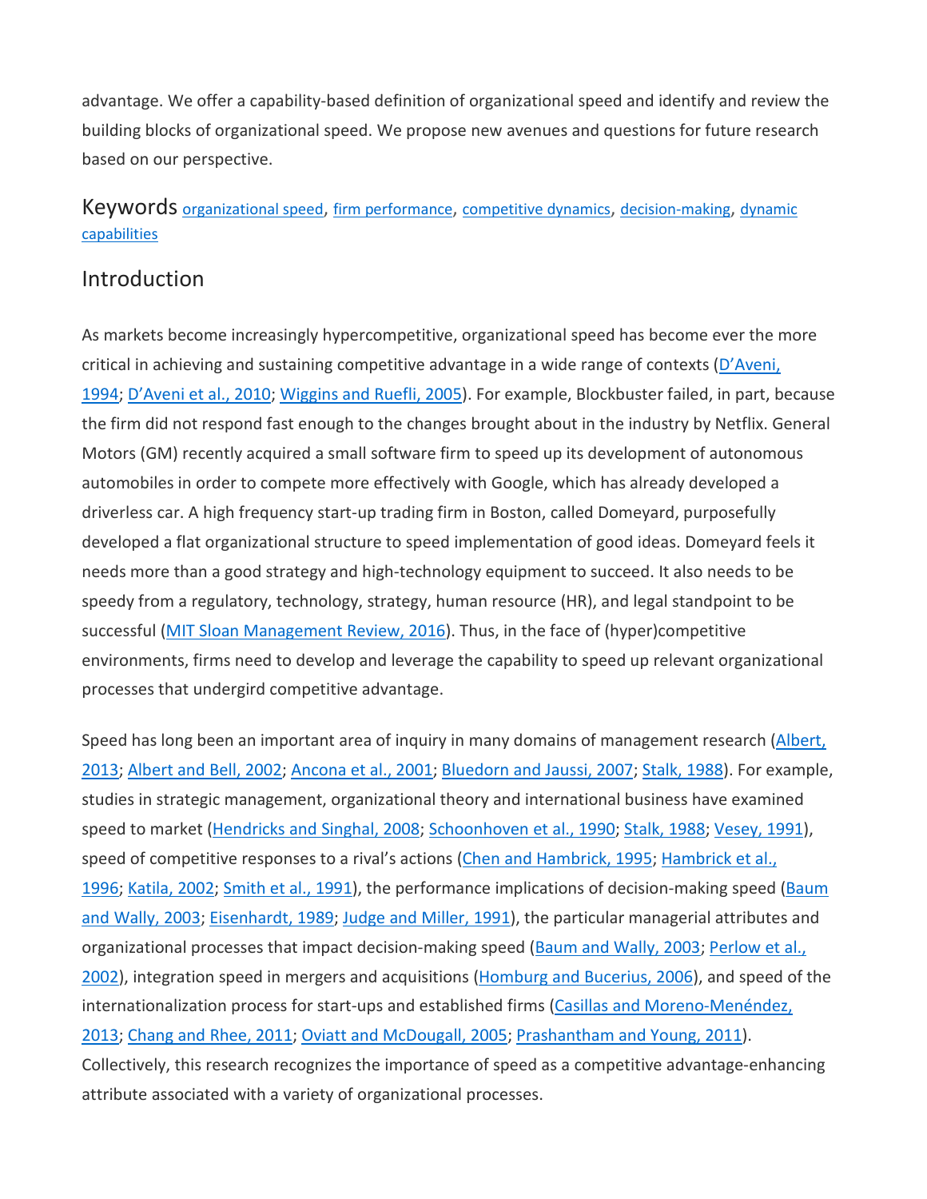advantage. We offer a capability-based definition of organizational speed and identify and review the building blocks of organizational speed. We propose new avenues and questions for future research based on our perspective.

Keywords organizational speed, firm performance, competitive dynamics, decision-making, dynamic capabilities

## Introduction

As markets become increasingly hypercompetitive, organizational speed has become ever the more critical in achieving and sustaining competitive advantage in a wide range of contexts (D'Aveni, 1994; D'Aveni et al., 2010; Wiggins and Ruefli, 2005). For example, Blockbuster failed, in part, because the firm did not respond fast enough to the changes brought about in the industry by Netflix. General Motors (GM) recently acquired a small software firm to speed up its development of autonomous automobiles in order to compete more effectively with Google, which has already developed a driverless car. A high frequency start-up trading firm in Boston, called Domeyard, purposefully developed a flat organizational structure to speed implementation of good ideas. Domeyard feels it needs more than a good strategy and high-technology equipment to succeed. It also needs to be speedy from a regulatory, technology, strategy, human resource (HR), and legal standpoint to be successful (MIT Sloan Management Review, 2016). Thus, in the face of (hyper)competitive environments, firms need to develop and leverage the capability to speed up relevant organizational processes that undergird competitive advantage.

Speed has long been an important area of inquiry in many domains of management research (Albert, 2013; Albert and Bell, 2002; Ancona et al., 2001; Bluedorn and Jaussi, 2007; Stalk, 1988). For example, studies in strategic management, organizational theory and international business have examined speed to market (Hendricks and Singhal, 2008; Schoonhoven et al., 1990; Stalk, 1988; Vesey, 1991), speed of competitive responses to a rival's actions (Chen and Hambrick, 1995; Hambrick et al., 1996; Katila, 2002; Smith et al., 1991), the performance implications of decision-making speed (Baum and Wally, 2003; Eisenhardt, 1989; Judge and Miller, 1991), the particular managerial attributes and organizational processes that impact decision-making speed (Baum and Wally, 2003; Perlow et al., 2002), integration speed in mergers and acquisitions (Homburg and Bucerius, 2006), and speed of the internationalization process for start-ups and established firms (Casillas and Moreno-Menéndez, 2013; Chang and Rhee, 2011; Oviatt and McDougall, 2005; Prashantham and Young, 2011). Collectively, this research recognizes the importance of speed as a competitive advantage-enhancing attribute associated with a variety of organizational processes.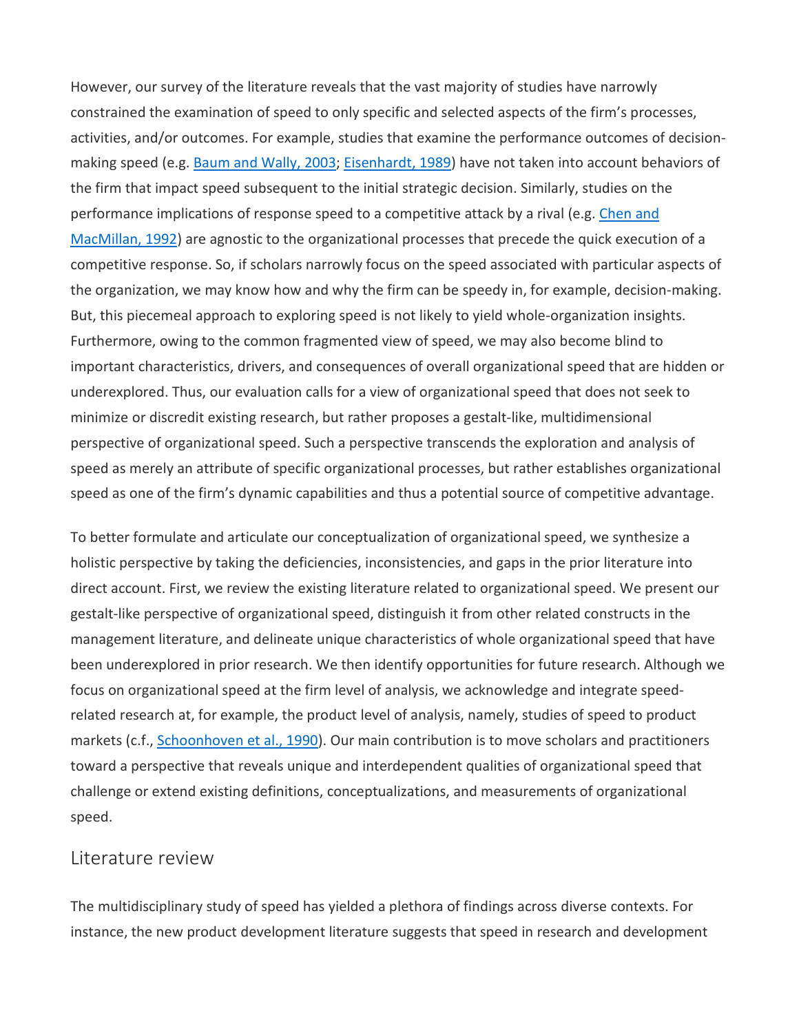However, our survey of the literature reveals that the vast majority of studies have narrowly constrained the examination of speed to only specific and selected aspects of the firm's processes, activities, and/or outcomes. For example, studies that examine the performance outcomes of decision-making speed (e.g. Baum and Wally, 2003; Eisenhardt, 1989) have not taken into account behaviors of the firm that impact speed subsequent to the initial strategic decision. Similarly, studies on the performance implications of response speed to a competitive attack by a rival (e.g. Chen and MacMillan, 1992) are agnostic to the organizational processes that precede the quick execution of a competitive response. So, if scholars narrowly focus on the speed associated with particular aspects of the organization, we may know how and why the firm can be speedy in, for example, decision-making. But, this piecemeal approach to exploring speed is not likely to yield whole-organization insights. Furthermore, owing to the common fragmented view of speed, we may also become blind to important characteristics, drivers, and consequences of overall organizational speed that are hidden or underexplored. Thus, our evaluation calls for a view of organizational speed that does not seek to minimize or discredit existing research, but rather proposes a gestalt-like, multidimensional perspective of organizational speed. Such a perspective transcends the exploration and analysis of speed as merely an attribute of specific organizational processes, but rather establishes organizational speed as one of the firm's dynamic capabilities and thus a potential source of competitive advantage.

To better formulate and articulate our conceptualization of organizational speed, we synthesize a holistic perspective by taking the deficiencies, inconsistencies, and gaps in the prior literature into direct account. First, we review the existing literature related to organizational speed. We present our gestalt-like perspective of organizational speed, distinguish it from other related constructs in the management literature, and delineate unique characteristics of whole organizational speed that have been underexplored in prior research. We then identify opportunities for future research. Although we focus on organizational speed at the firm level of analysis, we acknowledge and integrate speed-related research at, for example, the product level of analysis, namely, studies of speed to product markets (c.f., Schoonhoven et al., 1990). Our main contribution is to move scholars and practitioners toward a perspective that reveals unique and interdependent qualities of organizational speed that challenge or extend existing definitions, conceptualizations, and measurements of organizational speed.

## Literature review

The multidisciplinary study of speed has yielded a plethora of findings across diverse contexts. For instance, the new product development literature suggests that speed in research and development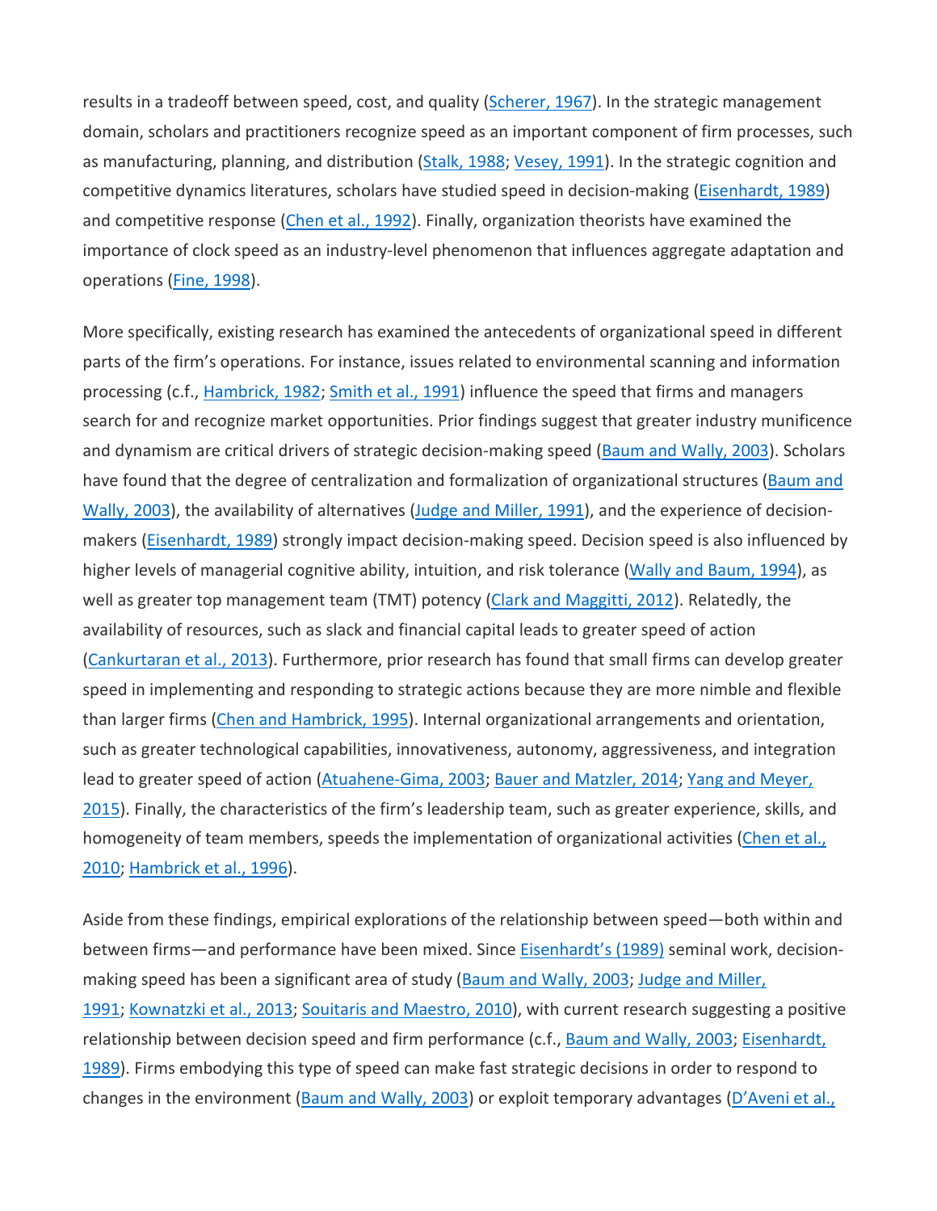results in a tradeoff between speed, cost, and quality (Scherer, 1967). In the strategic management domain, scholars and practitioners recognize speed as an important component of firm processes, such as manufacturing, planning, and distribution (Stalk, 1988; Vesey, 1991). In the strategic cognition and competitive dynamics literatures, scholars have studied speed in decision-making (Eisenhardt, 1989) and competitive response (Chen et al., 1992). Finally, organization theorists have examined the importance of clock speed as an industry-level phenomenon that influences aggregate adaptation and operations (Fine, 1998).

More specifically, existing research has examined the antecedents of organizational speed in different parts of the firm's operations. For instance, issues related to environmental scanning and information processing (c.f., Hambrick, 1982; Smith et al., 1991) influence the speed that firms and managers search for and recognize market opportunities. Prior findings suggest that greater industry munificence and dynamism are critical drivers of strategic decision-making speed (Baum and Wally, 2003). Scholars have found that the degree of centralization and formalization of organizational structures (Baum and Wally, 2003), the availability of alternatives (Judge and Miller, 1991), and the experience of decision-makers (Eisenhardt, 1989) strongly impact decision-making speed. Decision speed is also influenced by higher levels of managerial cognitive ability, intuition, and risk tolerance (Wally and Baum, 1994), as well as greater top management team (TMT) potency (Clark and Maggitti, 2012). Relatedly, the availability of resources, such as slack and financial capital leads to greater speed of action (Cankurtaran et al., 2013). Furthermore, prior research has found that small firms can develop greater speed in implementing and responding to strategic actions because they are more nimble and flexible than larger firms (Chen and Hambrick, 1995). Internal organizational arrangements and orientation, such as greater technological capabilities, innovativeness, autonomy, aggressiveness, and integration lead to greater speed of action (Atuahene-Gima, 2003; Bauer and Matzler, 2014; Yang and Meyer, 2015). Finally, the characteristics of the firm's leadership team, such as greater experience, skills, and homogeneity of team members, speeds the implementation of organizational activities (Chen et al., 2010; Hambrick et al., 1996).

Aside from these findings, empirical explorations of the relationship between speed—both within and between firms—and performance have been mixed. Since Eisenhardt's (1989) seminal work, decision-making speed has been a significant area of study (Baum and Wally, 2003; Judge and Miller, 1991; Kownatzki et al., 2013; Souitaris and Maestro, 2010), with current research suggesting a positive relationship between decision speed and firm performance (c.f., Baum and Wally, 2003; Eisenhardt, 1989). Firms embodying this type of speed can make fast strategic decisions in order to respond to changes in the environment (Baum and Wally, 2003) or exploit temporary advantages (D'Aveni et al.,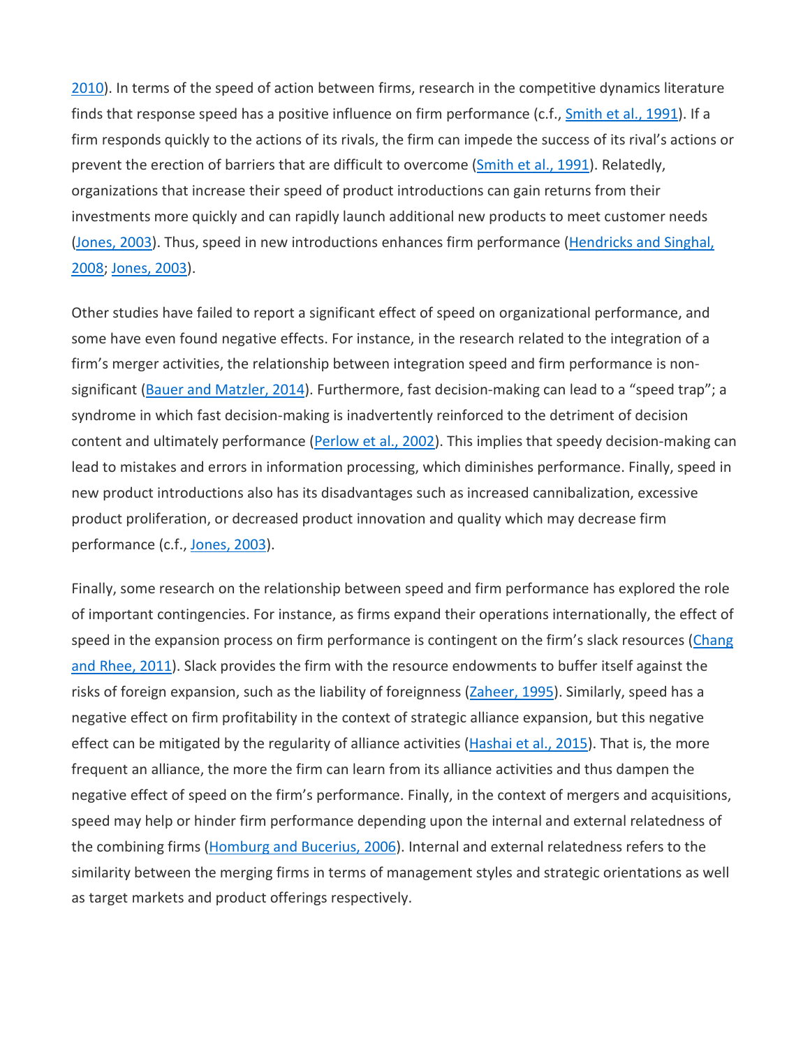2010). In terms of the speed of action between firms, research in the competitive dynamics literature finds that response speed has a positive influence on firm performance (c.f., Smith et al., 1991). If a firm responds quickly to the actions of its rivals, the firm can impede the success of its rival's actions or prevent the erection of barriers that are difficult to overcome (Smith et al., 1991). Relatedly, organizations that increase their speed of product introductions can gain returns from their investments more quickly and can rapidly launch additional new products to meet customer needs (Jones, 2003). Thus, speed in new introductions enhances firm performance (Hendricks and Singhal, 2008; Jones, 2003).

Other studies have failed to report a significant effect of speed on organizational performance, and some have even found negative effects. For instance, in the research related to the integration of a firm's merger activities, the relationship between integration speed and firm performance is non-significant (Bauer and Matzler, 2014). Furthermore, fast decision-making can lead to a "speed trap"; a syndrome in which fast decision-making is inadvertently reinforced to the detriment of decision content and ultimately performance (Perlow et al., 2002). This implies that speedy decision-making can lead to mistakes and errors in information processing, which diminishes performance. Finally, speed in new product introductions also has its disadvantages such as increased cannibalization, excessive product proliferation, or decreased product innovation and quality which may decrease firm performance (c.f., Jones, 2003).

Finally, some research on the relationship between speed and firm performance has explored the role of important contingencies. For instance, as firms expand their operations internationally, the effect of speed in the expansion process on firm performance is contingent on the firm's slack resources (Chang and Rhee, 2011). Slack provides the firm with the resource endowments to buffer itself against the risks of foreign expansion, such as the liability of foreignness (Zaheer, 1995). Similarly, speed has a negative effect on firm profitability in the context of strategic alliance expansion, but this negative effect can be mitigated by the regularity of alliance activities (Hashai et al., 2015). That is, the more frequent an alliance, the more the firm can learn from its alliance activities and thus dampen the negative effect of speed on the firm's performance. Finally, in the context of mergers and acquisitions, speed may help or hinder firm performance depending upon the internal and external relatedness of the combining firms (Homburg and Bucerius, 2006). Internal and external relatedness refers to the similarity between the merging firms in terms of management styles and strategic orientations as well as target markets and product offerings respectively.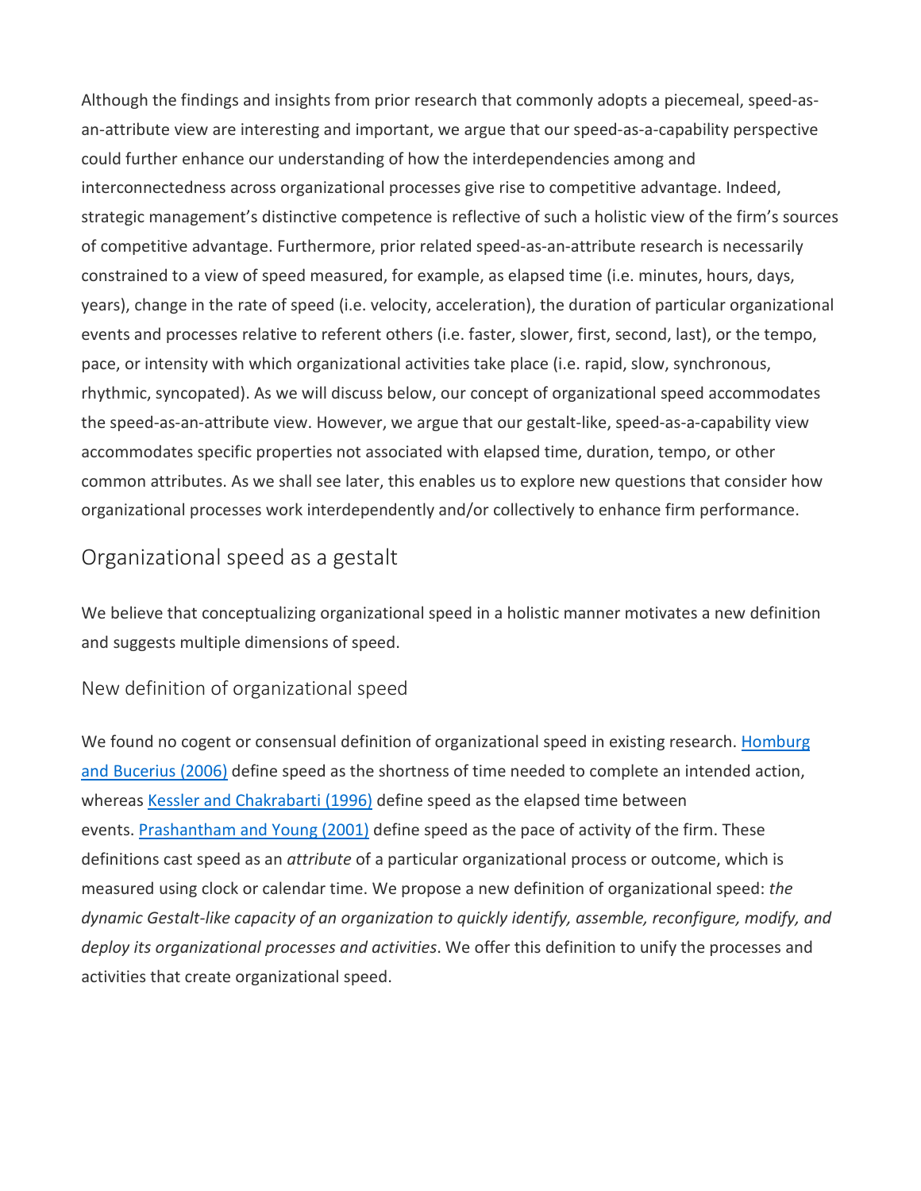Although the findings and insights from prior research that commonly adopts a piecemeal, speed-as-an-attribute view are interesting and important, we argue that our speed-as-a-capability perspective could further enhance our understanding of how the interdependencies among and interconnectedness across organizational processes give rise to competitive advantage. Indeed, strategic management's distinctive competence is reflective of such a holistic view of the firm's sources of competitive advantage. Furthermore, prior related speed-as-an-attribute research is necessarily constrained to a view of speed measured, for example, as elapsed time (i.e. minutes, hours, days, years), change in the rate of speed (i.e. velocity, acceleration), the duration of particular organizational events and processes relative to referent others (i.e. faster, slower, first, second, last), or the tempo, pace, or intensity with which organizational activities take place (i.e. rapid, slow, synchronous, rhythmic, syncopated). As we will discuss below, our concept of organizational speed accommodates the speed-as-an-attribute view. However, we argue that our gestalt-like, speed-as-a-capability view accommodates specific properties not associated with elapsed time, duration, tempo, or other common attributes. As we shall see later, this enables us to explore new questions that consider how organizational processes work interdependently and/or collectively to enhance firm performance.

## Organizational speed as a gestalt

We believe that conceptualizing organizational speed in a holistic manner motivates a new definition and suggests multiple dimensions of speed.

### New definition of organizational speed

We found no cogent or consensual definition of organizational speed in existing research. Homburg and Bucerius (2006) define speed as the shortness of time needed to complete an intended action, whereas Kessler and Chakrabarti (1996) define speed as the elapsed time between events. Prashantham and Young (2001) define speed as the pace of activity of the firm. These definitions cast speed as an *attribute* of a particular organizational process or outcome, which is measured using clock or calendar time. We propose a new definition of organizational speed: *the dynamic Gestalt-like capacity of an organization to quickly identify, assemble, reconfigure, modify, and deploy its organizational processes and activities*. We offer this definition to unify the processes and activities that create organizational speed.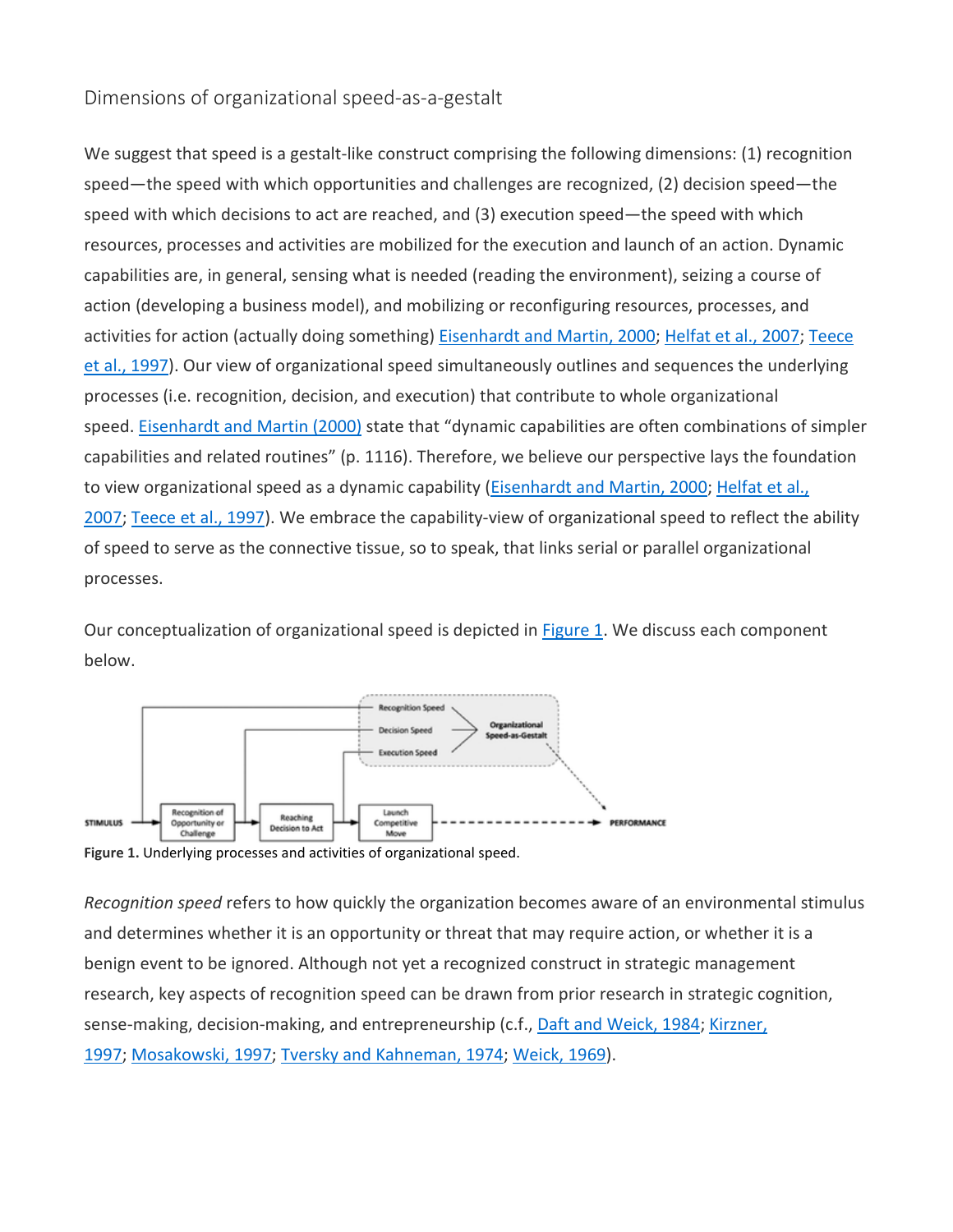## Dimensions of organizational speed-as-a-gestalt

We suggest that speed is a gestalt-like construct comprising the following dimensions: (1) recognition speed—the speed with which opportunities and challenges are recognized, (2) decision speed—the speed with which decisions to act are reached, and (3) execution speed—the speed with which resources, processes and activities are mobilized for the execution and launch of an action. Dynamic capabilities are, in general, sensing what is needed (reading the environment), seizing a course of action (developing a business model), and mobilizing or reconfiguring resources, processes, and activities for action (actually doing something) Eisenhardt and Martin, 2000; Helfat et al., 2007; Teece et al., 1997). Our view of organizational speed simultaneously outlines and sequences the underlying processes (i.e. recognition, decision, and execution) that contribute to whole organizational speed. Eisenhardt and Martin (2000) state that "dynamic capabilities are often combinations of simpler capabilities and related routines" (p. 1116). Therefore, we believe our perspective lays the foundation to view organizational speed as a dynamic capability (Eisenhardt and Martin, 2000; Helfat et al., 2007; Teece et al., 1997). We embrace the capability-view of organizational speed to reflect the ability of speed to serve as the connective tissue, so to speak, that links serial or parallel organizational processes.

Our conceptualization of organizational speed is depicted in Figure 1. We discuss each component below.

**Figure 1.** Underlying processes and activities of organizational speed.

*Recognition speed* refers to how quickly the organization becomes aware of an environmental stimulus and determines whether it is an opportunity or threat that may require action, or whether it is a benign event to be ignored. Although not yet a recognized construct in strategic management research, key aspects of recognition speed can be drawn from prior research in strategic cognition, sense-making, decision-making, and entrepreneurship (c.f., Daft and Weick, 1984; Kirzner, 1997; Mosakowski, 1997; Tversky and Kahneman, 1974; Weick, 1969).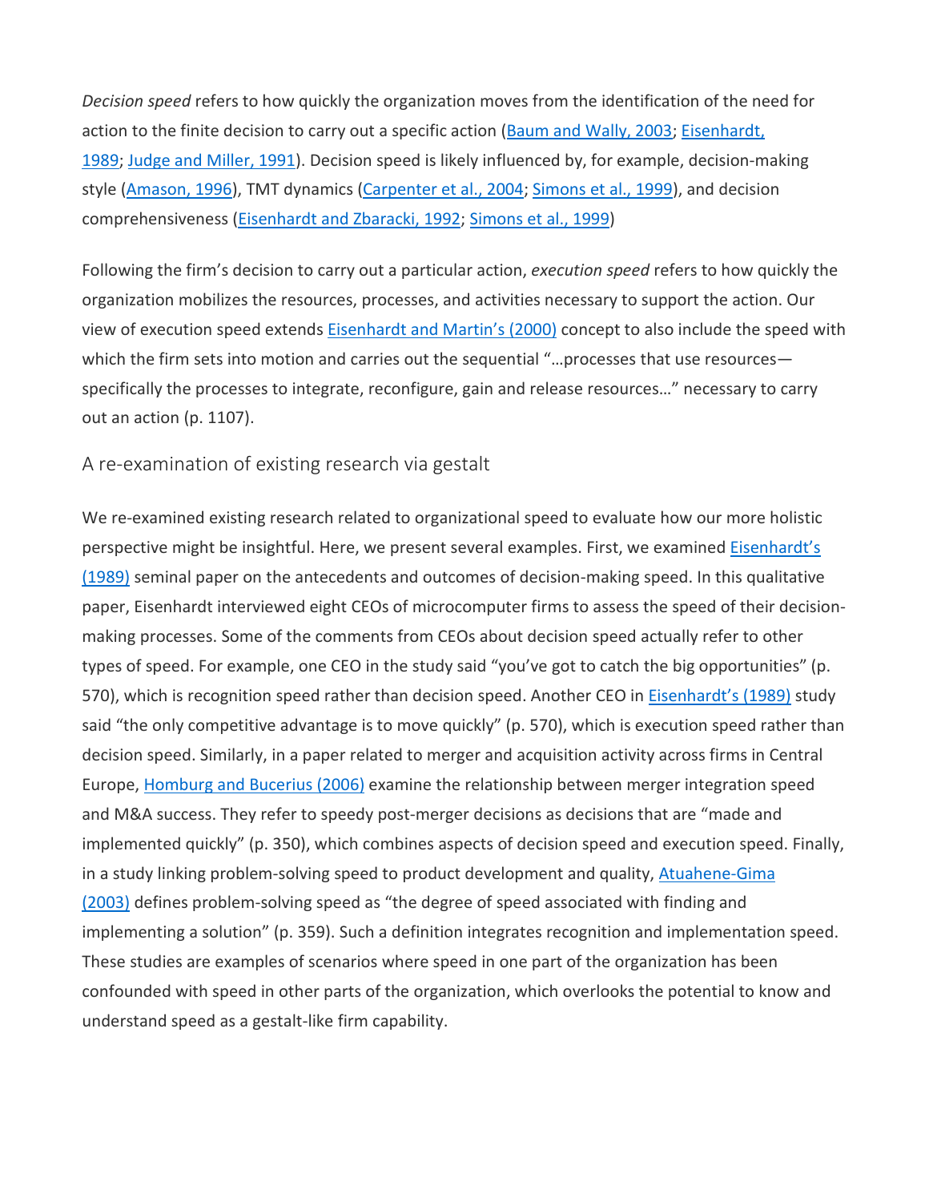*Decision speed* refers to how quickly the organization moves from the identification of the need for action to the finite decision to carry out a specific action (Baum and Wally, 2003; Eisenhardt, 1989; Judge and Miller, 1991). Decision speed is likely influenced by, for example, decision-making style (Amason, 1996), TMT dynamics (Carpenter et al., 2004; Simons et al., 1999), and decision comprehensiveness (Eisenhardt and Zbaracki, 1992; Simons et al., 1999)

Following the firm's decision to carry out a particular action, *execution speed* refers to how quickly the organization mobilizes the resources, processes, and activities necessary to support the action. Our view of execution speed extends Eisenhardt and Martin's (2000) concept to also include the speed with which the firm sets into motion and carries out the sequential "…processes that use resources—specifically the processes to integrate, reconfigure, gain and release resources…" necessary to carry out an action (p. 1107).

## A re-examination of existing research via gestalt

We re-examined existing research related to organizational speed to evaluate how our more holistic perspective might be insightful. Here, we present several examples. First, we examined Eisenhardt's (1989) seminal paper on the antecedents and outcomes of decision-making speed. In this qualitative paper, Eisenhardt interviewed eight CEOs of microcomputer firms to assess the speed of their decision-making processes. Some of the comments from CEOs about decision speed actually refer to other types of speed. For example, one CEO in the study said "you've got to catch the big opportunities" (p. 570), which is recognition speed rather than decision speed. Another CEO in Eisenhardt's (1989) study said "the only competitive advantage is to move quickly" (p. 570), which is execution speed rather than decision speed. Similarly, in a paper related to merger and acquisition activity across firms in Central Europe, Homburg and Bucerius (2006) examine the relationship between merger integration speed and M&A success. They refer to speedy post-merger decisions as decisions that are "made and implemented quickly" (p. 350), which combines aspects of decision speed and execution speed. Finally, in a study linking problem-solving speed to product development and quality, Atuahene-Gima (2003) defines problem-solving speed as "the degree of speed associated with finding and implementing a solution" (p. 359). Such a definition integrates recognition and implementation speed. These studies are examples of scenarios where speed in one part of the organization has been confounded with speed in other parts of the organization, which overlooks the potential to know and understand speed as a gestalt-like firm capability.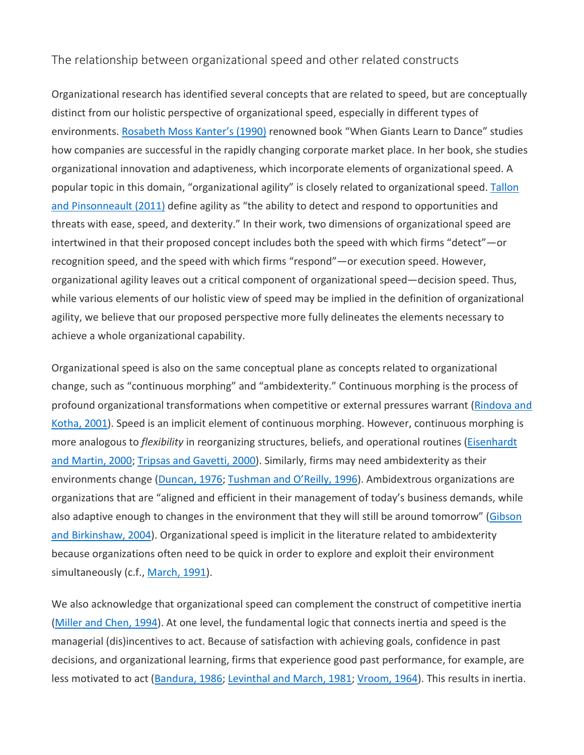## The relationship between organizational speed and other related constructs

Organizational research has identified several concepts that are related to speed, but are conceptually distinct from our holistic perspective of organizational speed, especially in different types of environments. Rosabeth Moss Kanter's (1990) renowned book "When Giants Learn to Dance" studies how companies are successful in the rapidly changing corporate market place. In her book, she studies organizational innovation and adaptiveness, which incorporate elements of organizational speed. A popular topic in this domain, "organizational agility" is closely related to organizational speed. Tallon and Pinsonneault (2011) define agility as "the ability to detect and respond to opportunities and threats with ease, speed, and dexterity." In their work, two dimensions of organizational speed are intertwined in that their proposed concept includes both the speed with which firms "detect"—or recognition speed, and the speed with which firms "respond"—or execution speed. However, organizational agility leaves out a critical component of organizational speed—decision speed. Thus, while various elements of our holistic view of speed may be implied in the definition of organizational agility, we believe that our proposed perspective more fully delineates the elements necessary to achieve a whole organizational capability.

Organizational speed is also on the same conceptual plane as concepts related to organizational change, such as "continuous morphing" and "ambidexterity." Continuous morphing is the process of profound organizational transformations when competitive or external pressures warrant (Rindova and Kotha, 2001). Speed is an implicit element of continuous morphing. However, continuous morphing is more analogous to *flexibility* in reorganizing structures, beliefs, and operational routines (Eisenhardt and Martin, 2000; Tripsas and Gavetti, 2000). Similarly, firms may need ambidexterity as their environments change (Duncan, 1976; Tushman and O'Reilly, 1996). Ambidextrous organizations are organizations that are "aligned and efficient in their management of today's business demands, while also adaptive enough to changes in the environment that they will still be around tomorrow" (Gibson and Birkinshaw, 2004). Organizational speed is implicit in the literature related to ambidexterity because organizations often need to be quick in order to explore and exploit their environment simultaneously (c.f., March, 1991).

We also acknowledge that organizational speed can complement the construct of competitive inertia (Miller and Chen, 1994). At one level, the fundamental logic that connects inertia and speed is the managerial (dis)incentives to act. Because of satisfaction with achieving goals, confidence in past decisions, and organizational learning, firms that experience good past performance, for example, are less motivated to act (Bandura, 1986; Levinthal and March, 1981; Vroom, 1964). This results in inertia.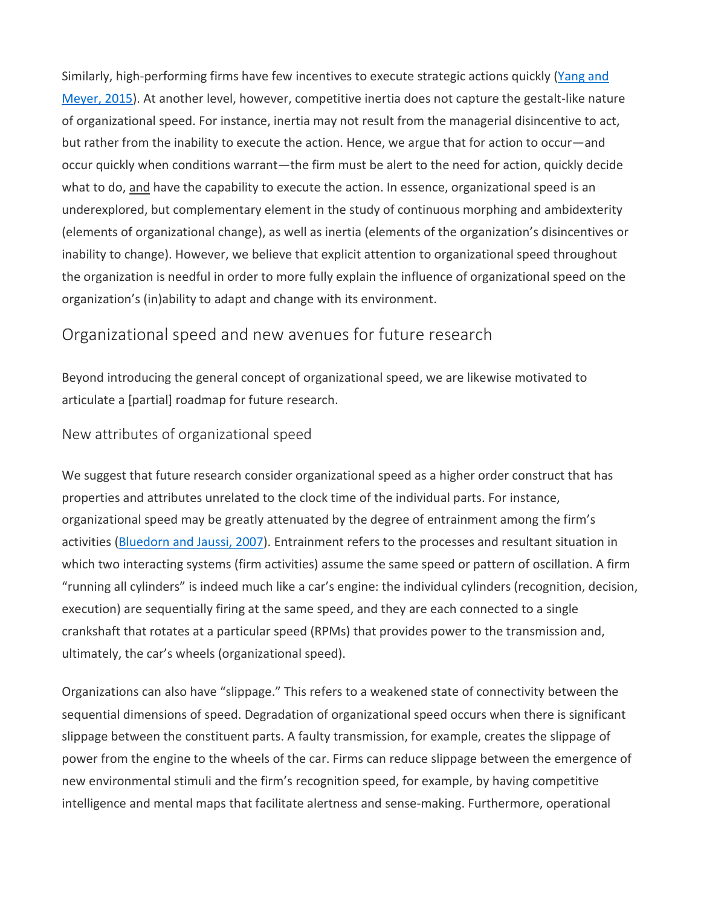Similarly, high-performing firms have few incentives to execute strategic actions quickly (Yang and Meyer, 2015). At another level, however, competitive inertia does not capture the gestalt-like nature of organizational speed. For instance, inertia may not result from the managerial disincentive to act, but rather from the inability to execute the action. Hence, we argue that for action to occur—and occur quickly when conditions warrant—the firm must be alert to the need for action, quickly decide what to do, and have the capability to execute the action. In essence, organizational speed is an underexplored, but complementary element in the study of continuous morphing and ambidexterity (elements of organizational change), as well as inertia (elements of the organization's disincentives or inability to change). However, we believe that explicit attention to organizational speed throughout the organization is needful in order to more fully explain the influence of organizational speed on the organization's (in)ability to adapt and change with its environment.

## Organizational speed and new avenues for future research

Beyond introducing the general concept of organizational speed, we are likewise motivated to articulate a [partial] roadmap for future research.

### New attributes of organizational speed

We suggest that future research consider organizational speed as a higher order construct that has properties and attributes unrelated to the clock time of the individual parts. For instance, organizational speed may be greatly attenuated by the degree of entrainment among the firm's activities (Bluedorn and Jaussi, 2007). Entrainment refers to the processes and resultant situation in which two interacting systems (firm activities) assume the same speed or pattern of oscillation. A firm "running all cylinders" is indeed much like a car's engine: the individual cylinders (recognition, decision, execution) are sequentially firing at the same speed, and they are each connected to a single crankshaft that rotates at a particular speed (RPMs) that provides power to the transmission and, ultimately, the car's wheels (organizational speed).

Organizations can also have "slippage." This refers to a weakened state of connectivity between the sequential dimensions of speed. Degradation of organizational speed occurs when there is significant slippage between the constituent parts. A faulty transmission, for example, creates the slippage of power from the engine to the wheels of the car. Firms can reduce slippage between the emergence of new environmental stimuli and the firm's recognition speed, for example, by having competitive intelligence and mental maps that facilitate alertness and sense-making. Furthermore, operational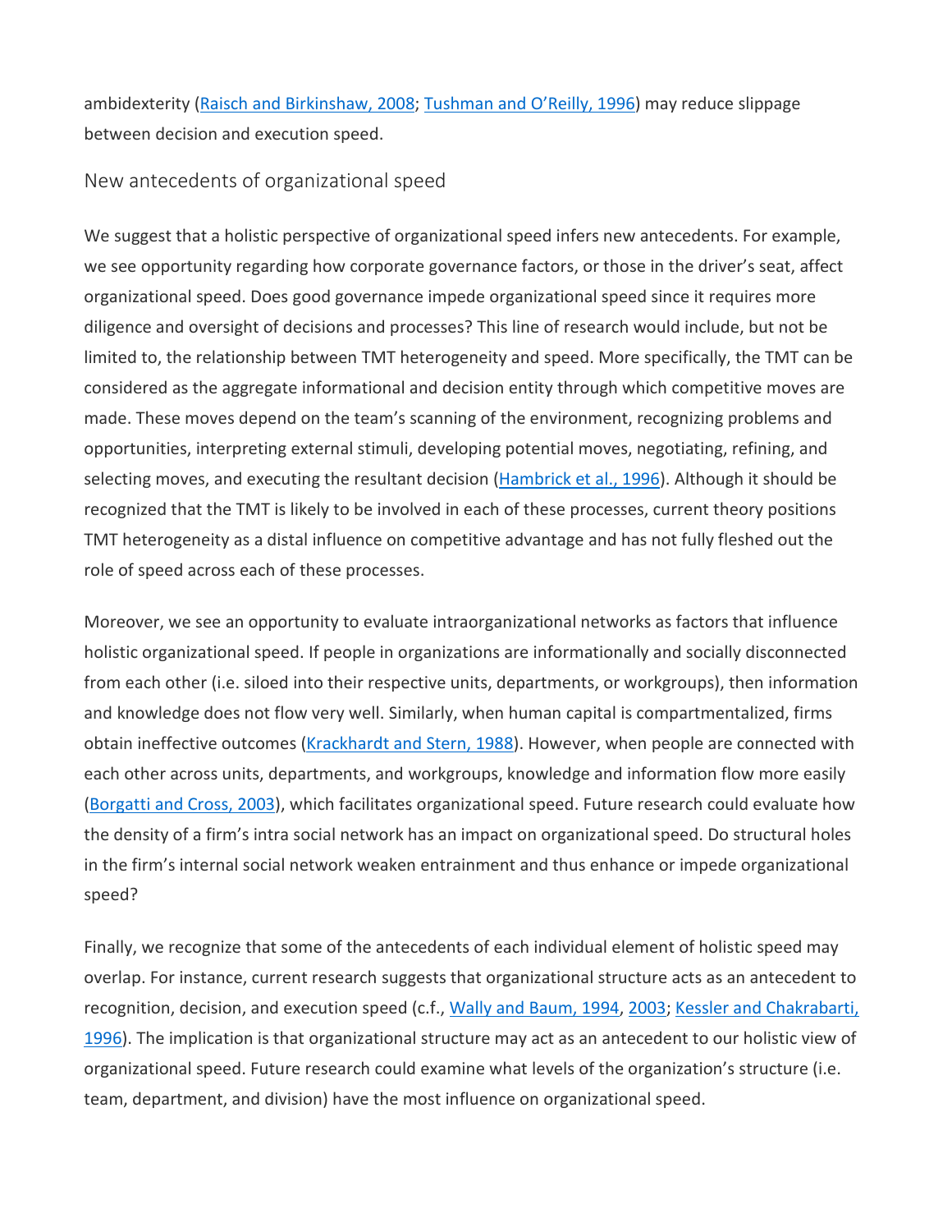ambidexterity (Raisch and Birkinshaw, 2008; Tushman and O'Reilly, 1996) may reduce slippage between decision and execution speed.

## New antecedents of organizational speed

We suggest that a holistic perspective of organizational speed infers new antecedents. For example, we see opportunity regarding how corporate governance factors, or those in the driver's seat, affect organizational speed. Does good governance impede organizational speed since it requires more diligence and oversight of decisions and processes? This line of research would include, but not be limited to, the relationship between TMT heterogeneity and speed. More specifically, the TMT can be considered as the aggregate informational and decision entity through which competitive moves are made. These moves depend on the team's scanning of the environment, recognizing problems and opportunities, interpreting external stimuli, developing potential moves, negotiating, refining, and selecting moves, and executing the resultant decision (Hambrick et al., 1996). Although it should be recognized that the TMT is likely to be involved in each of these processes, current theory positions TMT heterogeneity as a distal influence on competitive advantage and has not fully fleshed out the role of speed across each of these processes.

Moreover, we see an opportunity to evaluate intraorganizational networks as factors that influence holistic organizational speed. If people in organizations are informationally and socially disconnected from each other (i.e. siloed into their respective units, departments, or workgroups), then information and knowledge does not flow very well. Similarly, when human capital is compartmentalized, firms obtain ineffective outcomes (Krackhardt and Stern, 1988). However, when people are connected with each other across units, departments, and workgroups, knowledge and information flow more easily (Borgatti and Cross, 2003), which facilitates organizational speed. Future research could evaluate how the density of a firm's intra social network has an impact on organizational speed. Do structural holes in the firm's internal social network weaken entrainment and thus enhance or impede organizational speed?

Finally, we recognize that some of the antecedents of each individual element of holistic speed may overlap. For instance, current research suggests that organizational structure acts as an antecedent to recognition, decision, and execution speed (c.f., Wally and Baum, 1994, 2003; Kessler and Chakrabarti, 1996). The implication is that organizational structure may act as an antecedent to our holistic view of organizational speed. Future research could examine what levels of the organization's structure (i.e. team, department, and division) have the most influence on organizational speed.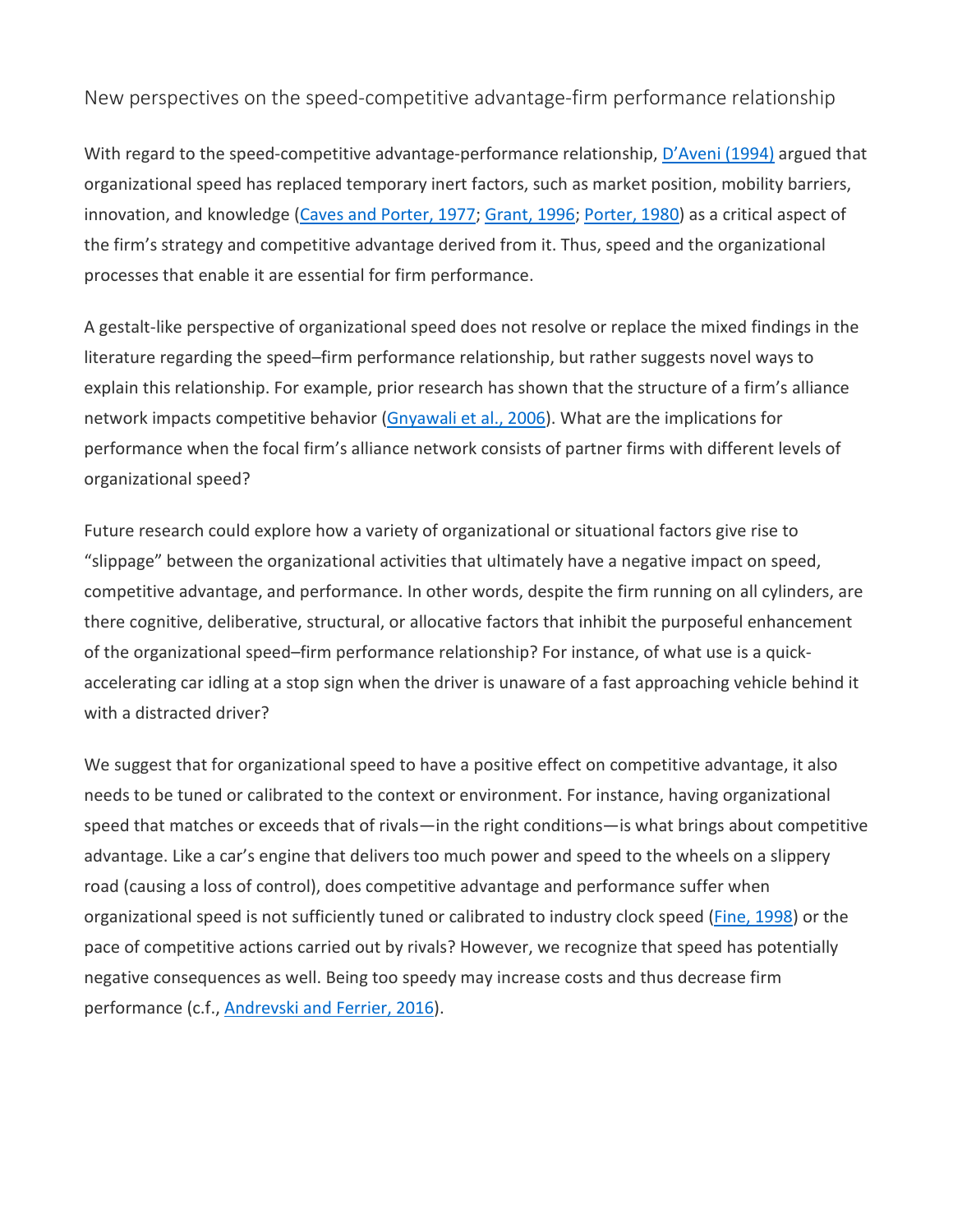## New perspectives on the speed-competitive advantage-firm performance relationship

With regard to the speed-competitive advantage-performance relationship, D'Aveni (1994) argued that organizational speed has replaced temporary inert factors, such as market position, mobility barriers, innovation, and knowledge (Caves and Porter, 1977; Grant, 1996; Porter, 1980) as a critical aspect of the firm's strategy and competitive advantage derived from it. Thus, speed and the organizational processes that enable it are essential for firm performance.

A gestalt-like perspective of organizational speed does not resolve or replace the mixed findings in the literature regarding the speed–firm performance relationship, but rather suggests novel ways to explain this relationship. For example, prior research has shown that the structure of a firm's alliance network impacts competitive behavior (Gnyawali et al., 2006). What are the implications for performance when the focal firm's alliance network consists of partner firms with different levels of organizational speed?

Future research could explore how a variety of organizational or situational factors give rise to "slippage" between the organizational activities that ultimately have a negative impact on speed, competitive advantage, and performance. In other words, despite the firm running on all cylinders, are there cognitive, deliberative, structural, or allocative factors that inhibit the purposeful enhancement of the organizational speed–firm performance relationship? For instance, of what use is a quick-accelerating car idling at a stop sign when the driver is unaware of a fast approaching vehicle behind it with a distracted driver?

We suggest that for organizational speed to have a positive effect on competitive advantage, it also needs to be tuned or calibrated to the context or environment. For instance, having organizational speed that matches or exceeds that of rivals—in the right conditions—is what brings about competitive advantage. Like a car's engine that delivers too much power and speed to the wheels on a slippery road (causing a loss of control), does competitive advantage and performance suffer when organizational speed is not sufficiently tuned or calibrated to industry clock speed (Fine, 1998) or the pace of competitive actions carried out by rivals? However, we recognize that speed has potentially negative consequences as well. Being too speedy may increase costs and thus decrease firm performance (c.f., Andrevski and Ferrier, 2016).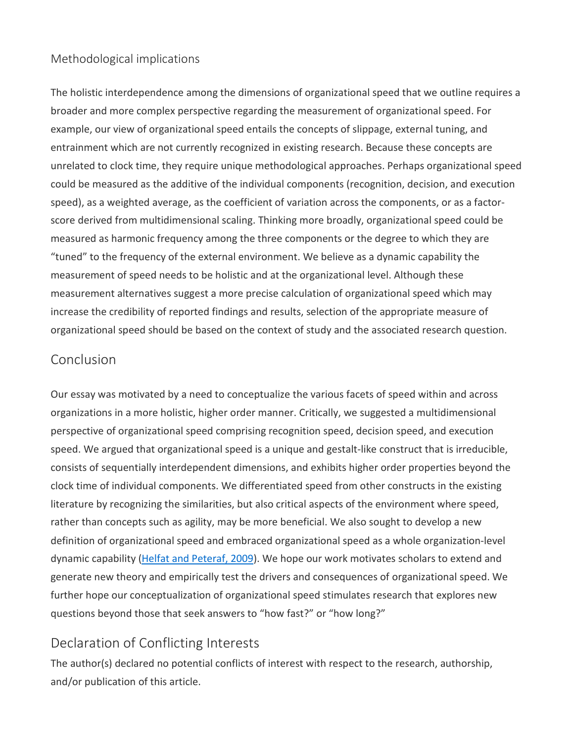## Methodological implications

The holistic interdependence among the dimensions of organizational speed that we outline requires a broader and more complex perspective regarding the measurement of organizational speed. For example, our view of organizational speed entails the concepts of slippage, external tuning, and entrainment which are not currently recognized in existing research. Because these concepts are unrelated to clock time, they require unique methodological approaches. Perhaps organizational speed could be measured as the additive of the individual components (recognition, decision, and execution speed), as a weighted average, as the coefficient of variation across the components, or as a factor-score derived from multidimensional scaling. Thinking more broadly, organizational speed could be measured as harmonic frequency among the three components or the degree to which they are "tuned" to the frequency of the external environment. We believe as a dynamic capability the measurement of speed needs to be holistic and at the organizational level. Although these measurement alternatives suggest a more precise calculation of organizational speed which may increase the credibility of reported findings and results, selection of the appropriate measure of organizational speed should be based on the context of study and the associated research question.

## Conclusion

Our essay was motivated by a need to conceptualize the various facets of speed within and across organizations in a more holistic, higher order manner. Critically, we suggested a multidimensional perspective of organizational speed comprising recognition speed, decision speed, and execution speed. We argued that organizational speed is a unique and gestalt-like construct that is irreducible, consists of sequentially interdependent dimensions, and exhibits higher order properties beyond the clock time of individual components. We differentiated speed from other constructs in the existing literature by recognizing the similarities, but also critical aspects of the environment where speed, rather than concepts such as agility, may be more beneficial. We also sought to develop a new definition of organizational speed and embraced organizational speed as a whole organization-level dynamic capability (Helfat and Peteraf, 2009). We hope our work motivates scholars to extend and generate new theory and empirically test the drivers and consequences of organizational speed. We further hope our conceptualization of organizational speed stimulates research that explores new questions beyond those that seek answers to "how fast?" or "how long?"

## Declaration of Conflicting Interests

The author(s) declared no potential conflicts of interest with respect to the research, authorship, and/or publication of this article.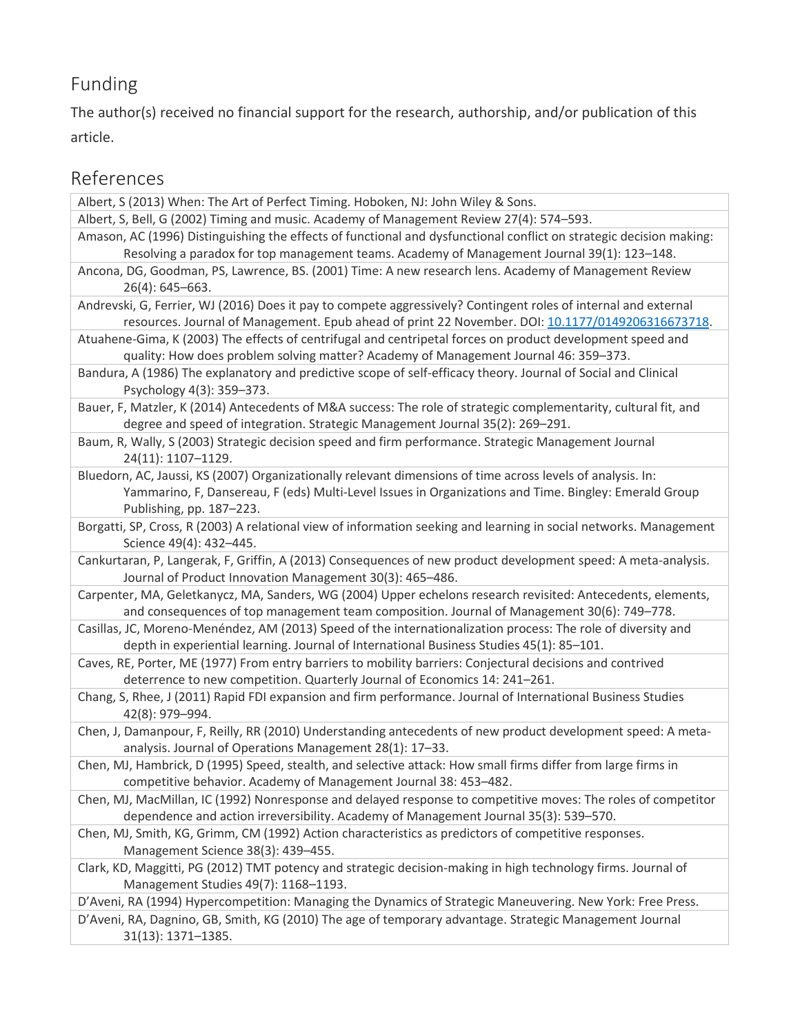## Funding

The author(s) received no financial support for the research, authorship, and/or publication of this article.

## References

Albert, S (2013) When: The Art of Perfect Timing. Hoboken, NJ: John Wiley & Sons.

Albert, S, Bell, G (2002) Timing and music. Academy of Management Review 27(4): 574–593.

Amason, AC (1996) Distinguishing the effects of functional and dysfunctional conflict on strategic decision making: Resolving a paradox for top management teams. Academy of Management Journal 39(1): 123–148.

Ancona, DG, Goodman, PS, Lawrence, BS. (2001) Time: A new research lens. Academy of Management Review 26(4): 645–663.

Andrevski, G, Ferrier, WJ (2016) Does it pay to compete aggressively? Contingent roles of internal and external resources. Journal of Management. Epub ahead of print 22 November. DOI: [10.1177/0149206316673718](https://doi.org/10.1177/0149206316673718).

Atuahene-Gima, K (2003) The effects of centrifugal and centripetal forces on product development speed and quality: How does problem solving matter? Academy of Management Journal 46: 359–373.

Bandura, A (1986) The explanatory and predictive scope of self-efficacy theory. Journal of Social and Clinical Psychology 4(3): 359–373.

Bauer, F, Matzler, K (2014) Antecedents of M&A success: The role of strategic complementarity, cultural fit, and degree and speed of integration. Strategic Management Journal 35(2): 269–291.

Baum, R, Wally, S (2003) Strategic decision speed and firm performance. Strategic Management Journal 24(11): 1107–1129.

Bluedorn, AC, Jaussi, KS (2007) Organizationally relevant dimensions of time across levels of analysis. In: Yammarino, F, Dansereau, F (eds) Multi-Level Issues in Organizations and Time. Bingley: Emerald Group Publishing, pp. 187–223.

Borgatti, SP, Cross, R (2003) A relational view of information seeking and learning in social networks. Management Science 49(4): 432–445.

Cankurtaran, P, Langerak, F, Griffin, A (2013) Consequences of new product development speed: A meta-analysis. Journal of Product Innovation Management 30(3): 465–486.

Carpenter, MA, Geletkanycz, MA, Sanders, WG (2004) Upper echelons research revisited: Antecedents, elements, and consequences of top management team composition. Journal of Management 30(6): 749–778.

Casillas, JC, Moreno-Menéndez, AM (2013) Speed of the internationalization process: The role of diversity and depth in experiential learning. Journal of International Business Studies 45(1): 85–101.

Caves, RE, Porter, ME (1977) From entry barriers to mobility barriers: Conjectural decisions and contrived deterrence to new competition. Quarterly Journal of Economics 14: 241–261.

Chang, S, Rhee, J (2011) Rapid FDI expansion and firm performance. Journal of International Business Studies 42(8): 979–994.

Chen, J, Damanpour, F, Reilly, RR (2010) Understanding antecedents of new product development speed: A meta-analysis. Journal of Operations Management 28(1): 17–33.

Chen, MJ, Hambrick, D (1995) Speed, stealth, and selective attack: How small firms differ from large firms in competitive behavior. Academy of Management Journal 38: 453–482.

Chen, MJ, MacMillan, IC (1992) Nonresponse and delayed response to competitive moves: The roles of competitor dependence and action irreversibility. Academy of Management Journal 35(3): 539–570.

Chen, MJ, Smith, KG, Grimm, CM (1992) Action characteristics as predictors of competitive responses. Management Science 38(3): 439–455.

Clark, KD, Maggitti, PG (2012) TMT potency and strategic decision-making in high technology firms. Journal of Management Studies 49(7): 1168–1193.

D'Aveni, RA (1994) Hypercompetition: Managing the Dynamics of Strategic Maneuvering. New York: Free Press.

D'Aveni, RA, Dagnino, GB, Smith, KG (2010) The age of temporary advantage. Strategic Management Journal 31(13): 1371–1385.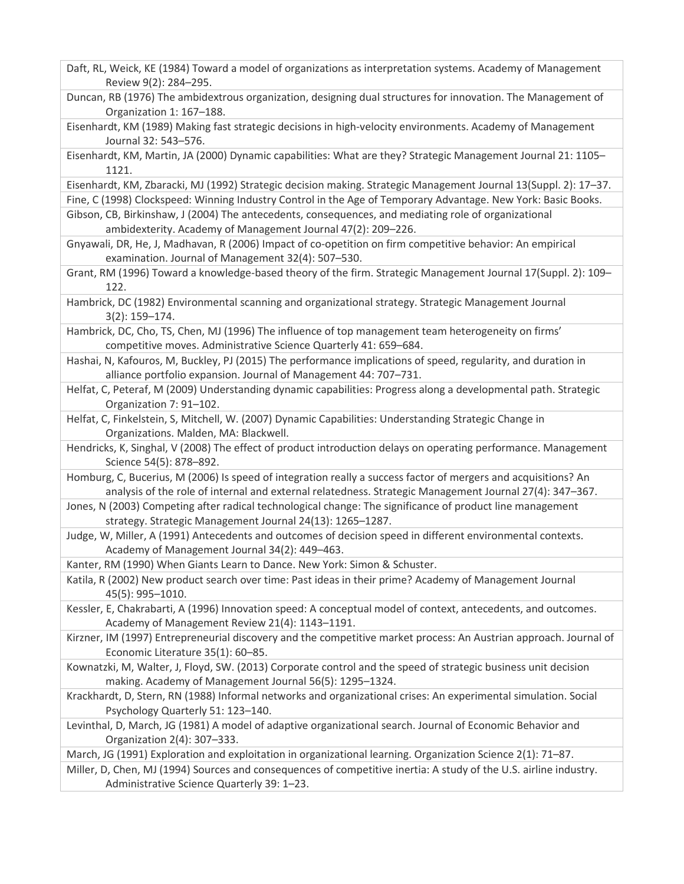Daft, RL, Weick, KE (1984) Toward a model of organizations as interpretation systems. Academy of Management Review 9(2): 284–295.

Duncan, RB (1976) The ambidextrous organization, designing dual structures for innovation. The Management of Organization 1: 167–188.

Eisenhardt, KM (1989) Making fast strategic decisions in high-velocity environments. Academy of Management Journal 32: 543–576.

Eisenhardt, KM, Martin, JA (2000) Dynamic capabilities: What are they? Strategic Management Journal 21: 1105–1121.

Eisenhardt, KM, Zbaracki, MJ (1992) Strategic decision making. Strategic Management Journal 13(Suppl. 2): 17–37.

Fine, C (1998) Clockspeed: Winning Industry Control in the Age of Temporary Advantage. New York: Basic Books.

Gibson, CB, Birkinshaw, J (2004) The antecedents, consequences, and mediating role of organizational ambidexterity. Academy of Management Journal 47(2): 209–226.

Gnyawali, DR, He, J, Madhavan, R (2006) Impact of co-opetition on firm competitive behavior: An empirical examination. Journal of Management 32(4): 507–530.

Grant, RM (1996) Toward a knowledge-based theory of the firm. Strategic Management Journal 17(Suppl. 2): 109–122.

Hambrick, DC (1982) Environmental scanning and organizational strategy. Strategic Management Journal 3(2): 159–174.

Hambrick, DC, Cho, TS, Chen, MJ (1996) The influence of top management team heterogeneity on firms' competitive moves. Administrative Science Quarterly 41: 659–684.

Hashai, N, Kafouros, M, Buckley, PJ (2015) The performance implications of speed, regularity, and duration in alliance portfolio expansion. Journal of Management 44: 707–731.

Helfat, C, Peteraf, M (2009) Understanding dynamic capabilities: Progress along a developmental path. Strategic Organization 7: 91–102.

Helfat, C, Finkelstein, S, Mitchell, W. (2007) Dynamic Capabilities: Understanding Strategic Change in Organizations. Malden, MA: Blackwell.

Hendricks, K, Singhal, V (2008) The effect of product introduction delays on operating performance. Management Science 54(5): 878–892.

Homburg, C, Bucerius, M (2006) Is speed of integration really a success factor of mergers and acquisitions? An analysis of the role of internal and external relatedness. Strategic Management Journal 27(4): 347–367.

Jones, N (2003) Competing after radical technological change: The significance of product line management strategy. Strategic Management Journal 24(13): 1265–1287.

Judge, W, Miller, A (1991) Antecedents and outcomes of decision speed in different environmental contexts. Academy of Management Journal 34(2): 449–463.

Kanter, RM (1990) When Giants Learn to Dance. New York: Simon & Schuster.

Katila, R (2002) New product search over time: Past ideas in their prime? Academy of Management Journal 45(5): 995–1010.

Kessler, E, Chakrabarti, A (1996) Innovation speed: A conceptual model of context, antecedents, and outcomes. Academy of Management Review 21(4): 1143–1191.

Kirzner, IM (1997) Entrepreneurial discovery and the competitive market process: An Austrian approach. Journal of Economic Literature 35(1): 60–85.

Kownatzki, M, Walter, J, Floyd, SW. (2013) Corporate control and the speed of strategic business unit decision making. Academy of Management Journal 56(5): 1295–1324.

Krackhardt, D, Stern, RN (1988) Informal networks and organizational crises: An experimental simulation. Social Psychology Quarterly 51: 123–140.

Levinthal, D, March, JG (1981) A model of adaptive organizational search. Journal of Economic Behavior and Organization 2(4): 307–333.

March, JG (1991) Exploration and exploitation in organizational learning. Organization Science 2(1): 71–87.

Miller, D, Chen, MJ (1994) Sources and consequences of competitive inertia: A study of the U.S. airline industry. Administrative Science Quarterly 39: 1–23.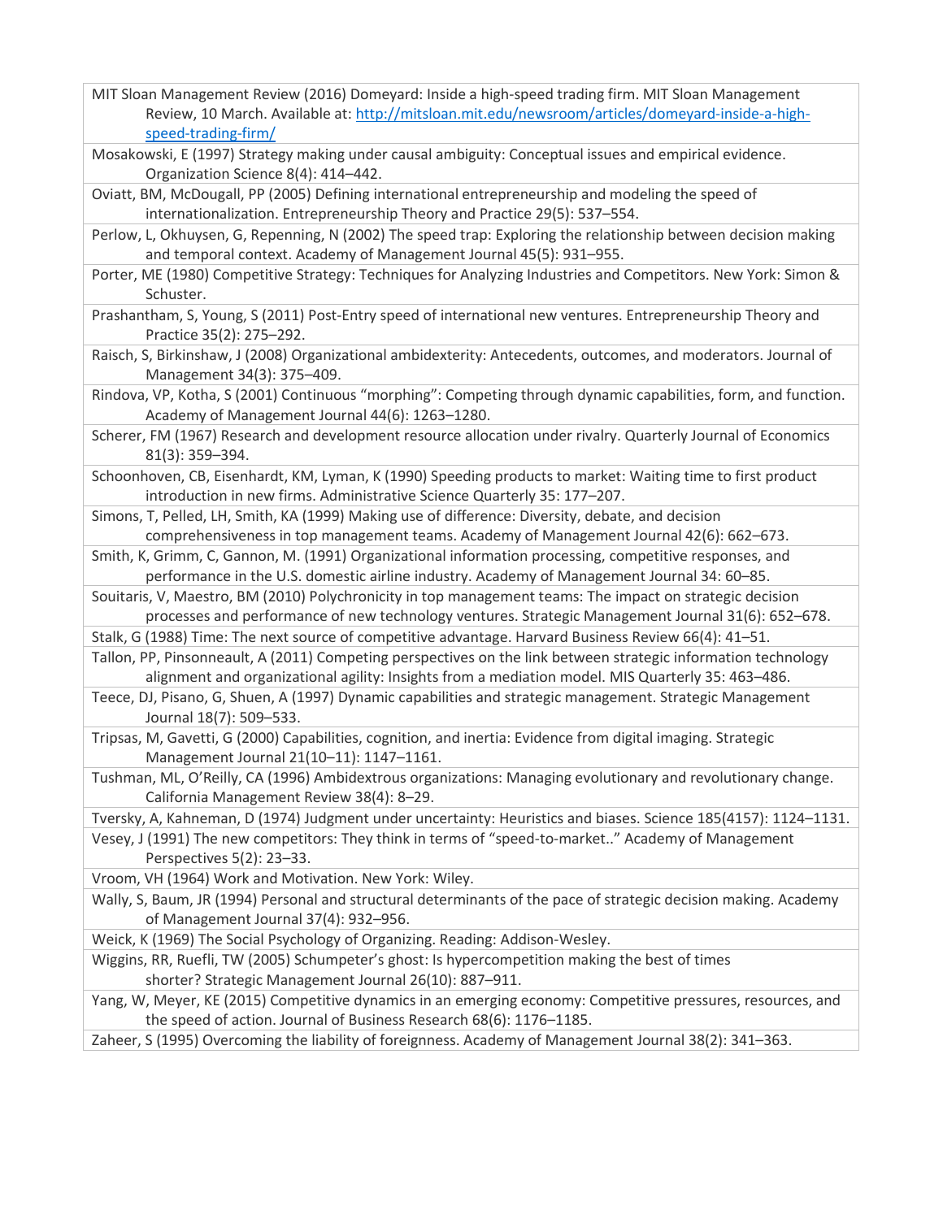MIT Sloan Management Review (2016) Domeyard: Inside a high-speed trading firm. MIT Sloan Management Review, 10 March. Available at: http://mitsloan.mit.edu/newsroom/articles/domeyard-inside-a-high-speed-trading-firm/

Mosakowski, E (1997) Strategy making under causal ambiguity: Conceptual issues and empirical evidence. Organization Science 8(4): 414–442.

Oviatt, BM, McDougall, PP (2005) Defining international entrepreneurship and modeling the speed of internationalization. Entrepreneurship Theory and Practice 29(5): 537–554.

Perlow, L, Okhuysen, G, Repenning, N (2002) The speed trap: Exploring the relationship between decision making and temporal context. Academy of Management Journal 45(5): 931–955.

Porter, ME (1980) Competitive Strategy: Techniques for Analyzing Industries and Competitors. New York: Simon & Schuster.

Prashantham, S, Young, S (2011) Post-Entry speed of international new ventures. Entrepreneurship Theory and Practice 35(2): 275–292.

Raisch, S, Birkinshaw, J (2008) Organizational ambidexterity: Antecedents, outcomes, and moderators. Journal of Management 34(3): 375–409.

Rindova, VP, Kotha, S (2001) Continuous "morphing": Competing through dynamic capabilities, form, and function. Academy of Management Journal 44(6): 1263–1280.

Scherer, FM (1967) Research and development resource allocation under rivalry. Quarterly Journal of Economics 81(3): 359–394.

Schoonhoven, CB, Eisenhardt, KM, Lyman, K (1990) Speeding products to market: Waiting time to first product introduction in new firms. Administrative Science Quarterly 35: 177–207.

Simons, T, Pelled, LH, Smith, KA (1999) Making use of difference: Diversity, debate, and decision comprehensiveness in top management teams. Academy of Management Journal 42(6): 662–673.

Smith, K, Grimm, C, Gannon, M. (1991) Organizational information processing, competitive responses, and performance in the U.S. domestic airline industry. Academy of Management Journal 34: 60–85.

Souitaris, V, Maestro, BM (2010) Polychronicity in top management teams: The impact on strategic decision processes and performance of new technology ventures. Strategic Management Journal 31(6): 652–678.

Stalk, G (1988) Time: The next source of competitive advantage. Harvard Business Review 66(4): 41–51.

Tallon, PP, Pinsonneault, A (2011) Competing perspectives on the link between strategic information technology alignment and organizational agility: Insights from a mediation model. MIS Quarterly 35: 463–486.

Teece, DJ, Pisano, G, Shuen, A (1997) Dynamic capabilities and strategic management. Strategic Management Journal 18(7): 509–533.

Tripsas, M, Gavetti, G (2000) Capabilities, cognition, and inertia: Evidence from digital imaging. Strategic Management Journal 21(10–11): 1147–1161.

Tushman, ML, O'Reilly, CA (1996) Ambidextrous organizations: Managing evolutionary and revolutionary change. California Management Review 38(4): 8–29.

Tversky, A, Kahneman, D (1974) Judgment under uncertainty: Heuristics and biases. Science 185(4157): 1124–1131.

Vesey, J (1991) The new competitors: They think in terms of "speed-to-market.." Academy of Management Perspectives 5(2): 23–33.

Vroom, VH (1964) Work and Motivation. New York: Wiley.

Wally, S, Baum, JR (1994) Personal and structural determinants of the pace of strategic decision making. Academy of Management Journal 37(4): 932–956.

Weick, K (1969) The Social Psychology of Organizing. Reading: Addison-Wesley.

Wiggins, RR, Ruefli, TW (2005) Schumpeter's ghost: Is hypercompetition making the best of times shorter? Strategic Management Journal 26(10): 887–911.

Yang, W, Meyer, KE (2015) Competitive dynamics in an emerging economy: Competitive pressures, resources, and the speed of action. Journal of Business Research 68(6): 1176–1185.

Zaheer, S (1995) Overcoming the liability of foreignness. Academy of Management Journal 38(2): 341–363.